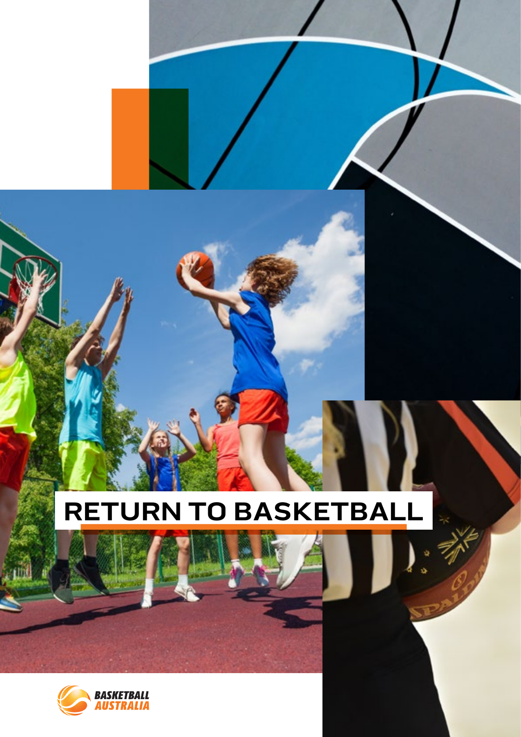# RETURN TO BASKETBALL

BASKETBALL AUSTRALIA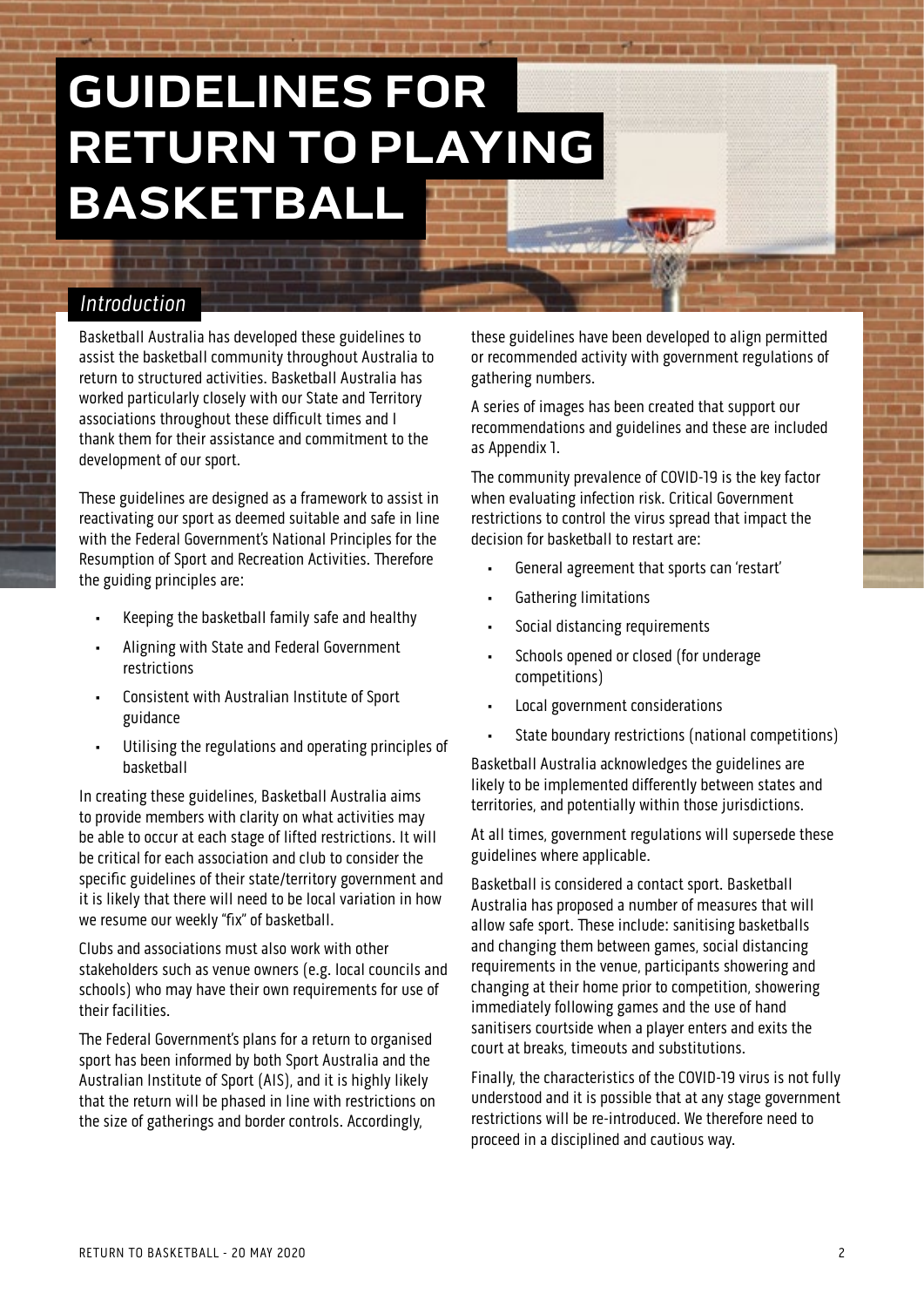# GUIDELINES FOR RETURN TO PLAYING BASKETBALL

## *Introduction*

Basketball Australia has developed these guidelines to assist the basketball community throughout Australia to return to structured activities. Basketball Australia has worked particularly closely with our State and Territory associations throughout these difficult times and I thank them for their assistance and commitment to the development of our sport.

These guidelines are designed as a framework to assist in reactivating our sport as deemed suitable and safe in line with the Federal Government's National Principles for the Resumption of Sport and Recreation Activities. Therefore the guiding principles are:

- Keeping the basketball family safe and healthy
- Aligning with State and Federal Government restrictions
- Consistent with Australian Institute of Sport guidance
- Utilising the regulations and operating principles of basketball

In creating these guidelines, Basketball Australia aims to provide members with clarity on what activities may be able to occur at each stage of lifted restrictions. It will be critical for each association and club to consider the specific guidelines of their state/territory government and it is likely that there will need to be local variation in how we resume our weekly "fix" of basketball.

Clubs and associations must also work with other stakeholders such as venue owners (e.g. local councils and schools) who may have their own requirements for use of their facilities.

The Federal Government's plans for a return to organised sport has been informed by both Sport Australia and the Australian Institute of Sport (AIS), and it is highly likely that the return will be phased in line with restrictions on the size of gatherings and border controls. Accordingly, these guidelines have been developed to align permitted or recommended activity with government regulations of gathering numbers.

A series of images has been created that support our recommendations and guidelines and these are included as Appendix 1.

The community prevalence of COVID-19 is the key factor when evaluating infection risk. Critical Government restrictions to control the virus spread that impact the decision for basketball to restart are:

- General agreement that sports can 'restart'
- Gathering limitations
- Social distancing requirements
- Schools opened or closed (for underage competitions)
- Local government considerations
- State boundary restrictions (national competitions)

Basketball Australia acknowledges the guidelines are likely to be implemented differently between states and territories, and potentially within those jurisdictions.

At all times, government regulations will supersede these guidelines where applicable.

Basketball is considered a contact sport. Basketball Australia has proposed a number of measures that will allow safe sport. These include: sanitising basketballs and changing them between games, social distancing requirements in the venue, participants showering and changing at their home prior to competition, showering immediately following games and the use of hand sanitisers courtside when a player enters and exits the court at breaks, timeouts and substitutions.

Finally, the characteristics of the COVID-19 virus is not fully understood and it is possible that at any stage government restrictions will be re-introduced. We therefore need to proceed in a disciplined and cautious way.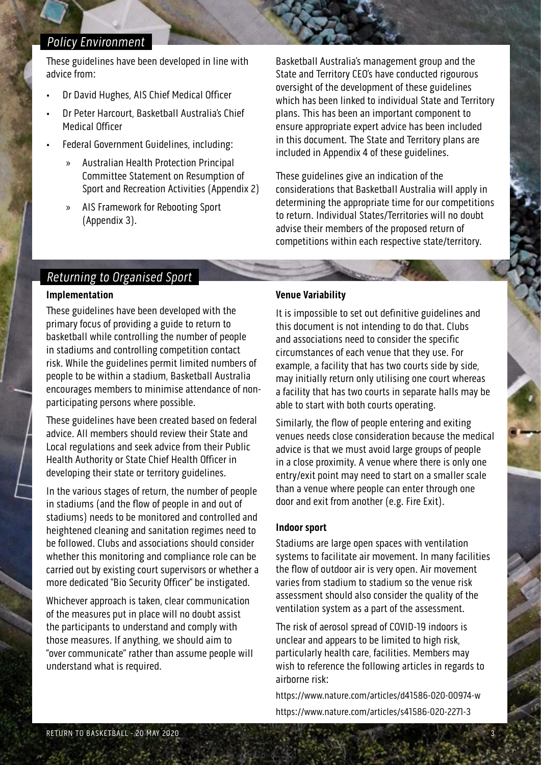## *Policy Environment*

These guidelines have been developed in line with advice from:

- Dr David Hughes, AIS Chief Medical Officer
- Dr Peter Harcourt, Basketball Australia's Chief Medical Officer
- Federal Government Guidelines, including:
  - Australian Health Protection Principal Committee Statement on Resumption of Sport and Recreation Activities (Appendix 2)
  - AIS Framework for Rebooting Sport (Appendix 3).

Basketball Australia's management group and the State and Territory CEO's have conducted rigourous oversight of the development of these guidelines which has been linked to individual State and Territory plans. This has been an important component to ensure appropriate expert advice has been included in this document. The State and Territory plans are included in Appendix 4 of these guidelines.

These guidelines give an indication of the considerations that Basketball Australia will apply in determining the appropriate time for our competitions to return. Individual States/Territories will no doubt advise their members of the proposed return of competitions within each respective state/territory.

## *Returning to Organised Sport*

### Implementation

These guidelines have been developed with the primary focus of providing a guide to return to basketball while controlling the number of people in stadiums and controlling competition contact risk. While the guidelines permit limited numbers of people to be within a stadium, Basketball Australia encourages members to minimise attendance of non-participating persons where possible.

These guidelines have been created based on federal advice. All members should review their State and Local regulations and seek advice from their Public Health Authority or State Chief Health Officer in developing their state or territory guidelines.

In the various stages of return, the number of people in stadiums (and the flow of people in and out of stadiums) needs to be monitored and controlled and heightened cleaning and sanitation regimes need to be followed. Clubs and associations should consider whether this monitoring and compliance role can be carried out by existing court supervisors or whether a more dedicated "Bio Security Officer" be instigated.

Whichever approach is taken, clear communication of the measures put in place will no doubt assist the participants to understand and comply with those measures. If anything, we should aim to "over communicate" rather than assume people will understand what is required.

### Venue Variability

It is impossible to set out definitive guidelines and this document is not intending to do that. Clubs and associations need to consider the specific circumstances of each venue that they use. For example, a facility that has two courts side by side, may initially return only utilising one court whereas a facility that has two courts in separate halls may be able to start with both courts operating.

Similarly, the flow of people entering and exiting venues needs close consideration because the medical advice is that we must avoid large groups of people in a close proximity. A venue where there is only one entry/exit point may need to start on a smaller scale than a venue where people can enter through one door and exit from another (e.g. Fire Exit).

### Indoor sport

Stadiums are large open spaces with ventilation systems to facilitate air movement. In many facilities the flow of outdoor air is very open. Air movement varies from stadium to stadium so the venue risk assessment should also consider the quality of the ventilation system as a part of the assessment.

The risk of aerosol spread of COVID-19 indoors is unclear and appears to be limited to high risk, particularly health care, facilities. Members may wish to reference the following articles in regards to airborne risk:

https://www.nature.com/articles/d41586-020-00974-w

https://www.nature.com/articles/s41586-020-2271-3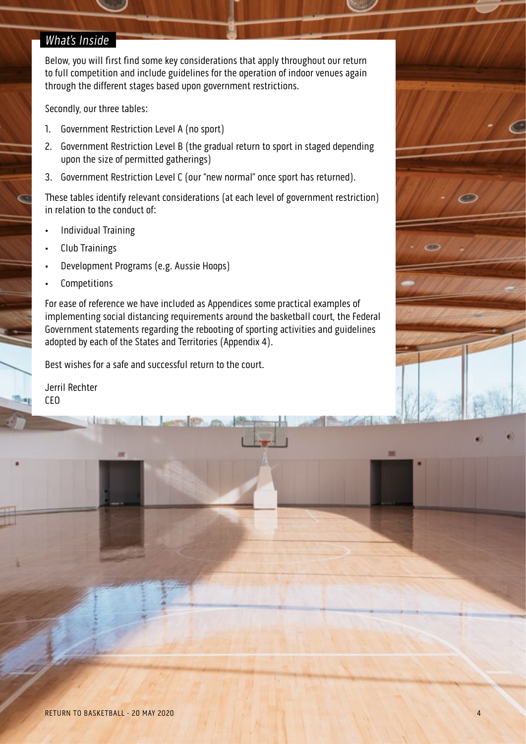## *What's Inside*

Below, you will first find some key considerations that apply throughout our return to full competition and include guidelines for the operation of indoor venues again through the different stages based upon government restrictions.

Secondly, our three tables:

1. Government Restriction Level A (no sport)
2. Government Restriction Level B (the gradual return to sport in staged depending upon the size of permitted gatherings)
3. Government Restriction Level C (our "new normal" once sport has returned).

These tables identify relevant considerations (at each level of government restriction) in relation to the conduct of:

- Individual Training
- Club Trainings
- Development Programs (e.g. Aussie Hoops)
- Competitions

For ease of reference we have included as Appendices some practical examples of implementing social distancing requirements around the basketball court, the Federal Government statements regarding the rebooting of sporting activities and guidelines adopted by each of the States and Territories (Appendix 4).

Best wishes for a safe and successful return to the court.

Jerril Rechter
CEO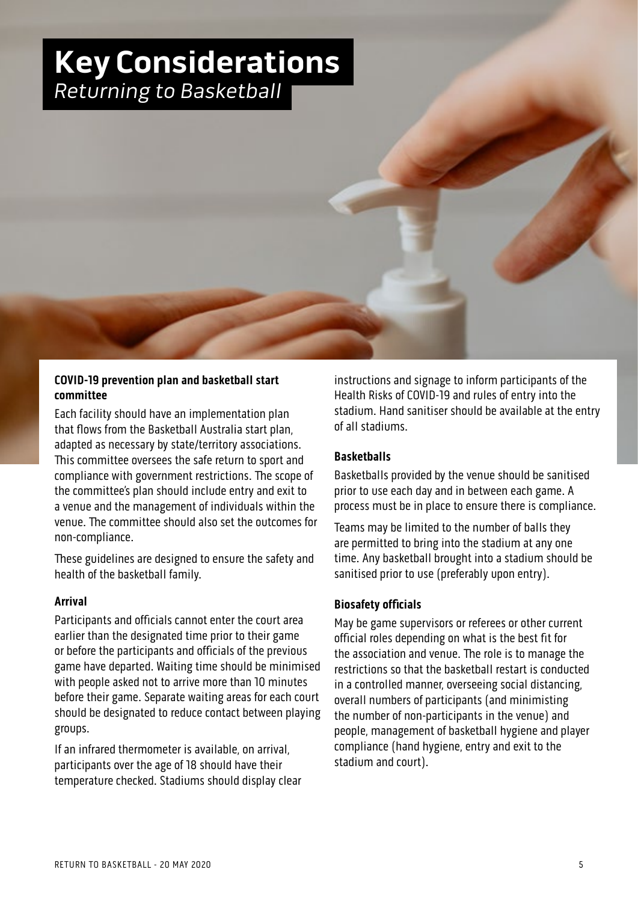# Key Considerations

*Returning to Basketball*

### COVID-19 prevention plan and basketball start committee

Each facility should have an implementation plan that flows from the Basketball Australia start plan, adapted as necessary by state/territory associations. This committee oversees the safe return to sport and compliance with government restrictions. The scope of the committee's plan should include entry and exit to a venue and the management of individuals within the venue. The committee should also set the outcomes for non-compliance.

These guidelines are designed to ensure the safety and health of the basketball family.

### Arrival

Participants and officials cannot enter the court area earlier than the designated time prior to their game or before the participants and officials of the previous game have departed. Waiting time should be minimised with people asked not to arrive more than 10 minutes before their game. Separate waiting areas for each court should be designated to reduce contact between playing groups.

If an infrared thermometer is available, on arrival, participants over the age of 18 should have their temperature checked. Stadiums should display clear instructions and signage to inform participants of the Health Risks of COVID-19 and rules of entry into the stadium. Hand sanitiser should be available at the entry of all stadiums.

### Basketballs

Basketballs provided by the venue should be sanitised prior to use each day and in between each game. A process must be in place to ensure there is compliance.

Teams may be limited to the number of balls they are permitted to bring into the stadium at any one time. Any basketball brought into a stadium should be sanitised prior to use (preferably upon entry).

### Biosafety officials

May be game supervisors or referees or other current official roles depending on what is the best fit for the association and venue. The role is to manage the restrictions so that the basketball restart is conducted in a controlled manner, overseeing social distancing, overall numbers of participants (and minimisting the number of non-participants in the venue) and people, management of basketball hygiene and player compliance (hand hygiene, entry and exit to the stadium and court).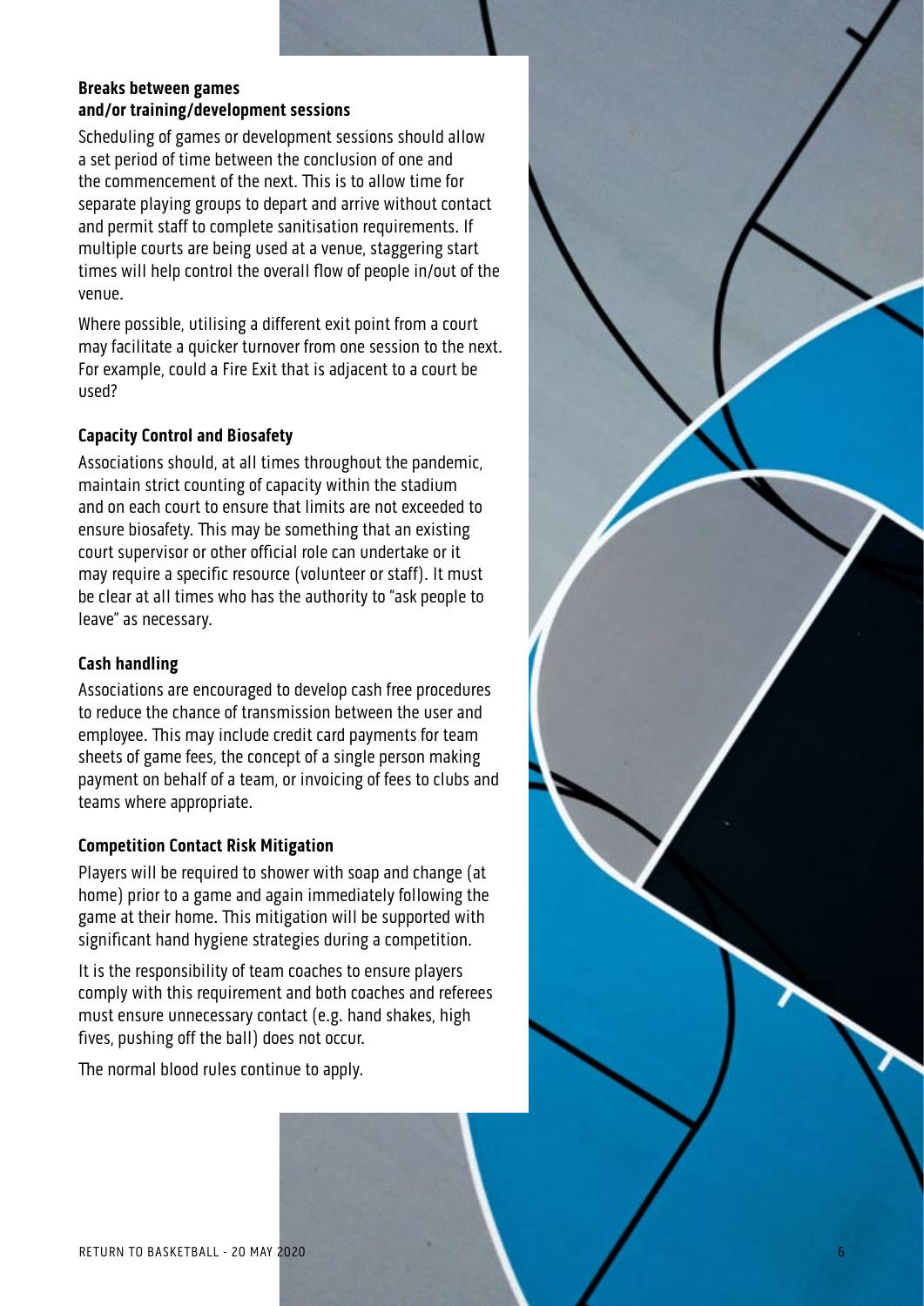### Breaks between games and/or training/development sessions

Scheduling of games or development sessions should allow a set period of time between the conclusion of one and the commencement of the next. This is to allow time for separate playing groups to depart and arrive without contact and permit staff to complete sanitisation requirements. If multiple courts are being used at a venue, staggering start times will help control the overall flow of people in/out of the venue.

Where possible, utilising a different exit point from a court may facilitate a quicker turnover from one session to the next. For example, could a Fire Exit that is adjacent to a court be used?

### Capacity Control and Biosafety

Associations should, at all times throughout the pandemic, maintain strict counting of capacity within the stadium and on each court to ensure that limits are not exceeded to ensure biosafety. This may be something that an existing court supervisor or other official role can undertake or it may require a specific resource (volunteer or staff). It must be clear at all times who has the authority to "ask people to leave" as necessary.

### Cash handling

Associations are encouraged to develop cash free procedures to reduce the chance of transmission between the user and employee. This may include credit card payments for team sheets of game fees, the concept of a single person making payment on behalf of a team, or invoicing of fees to clubs and teams where appropriate.

### Competition Contact Risk Mitigation

Players will be required to shower with soap and change (at home) prior to a game and again immediately following the game at their home. This mitigation will be supported with significant hand hygiene strategies during a competition.

It is the responsibility of team coaches to ensure players comply with this requirement and both coaches and referees must ensure unnecessary contact (e.g. hand shakes, high fives, pushing off the ball) does not occur.

The normal blood rules continue to apply.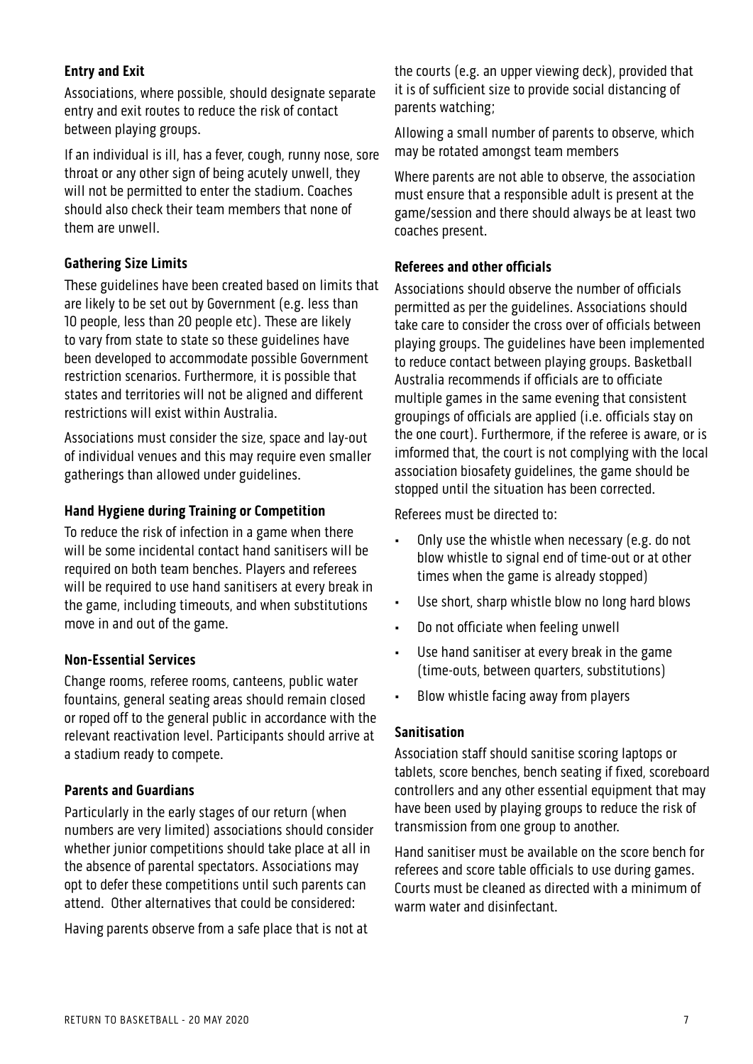### Entry and Exit

Associations, where possible, should designate separate entry and exit routes to reduce the risk of contact between playing groups.

If an individual is ill, has a fever, cough, runny nose, sore throat or any other sign of being acutely unwell, they will not be permitted to enter the stadium. Coaches should also check their team members that none of them are unwell.

### Gathering Size Limits

These guidelines have been created based on limits that are likely to be set out by Government (e.g. less than 10 people, less than 20 people etc). These are likely to vary from state to state so these guidelines have been developed to accommodate possible Government restriction scenarios. Furthermore, it is possible that states and territories will not be aligned and different restrictions will exist within Australia.

Associations must consider the size, space and lay-out of individual venues and this may require even smaller gatherings than allowed under guidelines.

### Hand Hygiene during Training or Competition

To reduce the risk of infection in a game when there will be some incidental contact hand sanitisers will be required on both team benches. Players and referees will be required to use hand sanitisers at every break in the game, including timeouts, and when substitutions move in and out of the game.

### Non-Essential Services

Change rooms, referee rooms, canteens, public water fountains, general seating areas should remain closed or roped off to the general public in accordance with the relevant reactivation level. Participants should arrive at a stadium ready to compete.

### Parents and Guardians

Particularly in the early stages of our return (when numbers are very limited) associations should consider whether junior competitions should take place at all in the absence of parental spectators. Associations may opt to defer these competitions until such parents can attend. Other alternatives that could be considered:

Having parents observe from a safe place that is not at the courts (e.g. an upper viewing deck), provided that it is of sufficient size to provide social distancing of parents watching;

Allowing a small number of parents to observe, which may be rotated amongst team members

Where parents are not able to observe, the association must ensure that a responsible adult is present at the game/session and there should always be at least two coaches present.

### Referees and other officials

Associations should observe the number of officials permitted as per the guidelines. Associations should take care to consider the cross over of officials between playing groups. The guidelines have been implemented to reduce contact between playing groups. Basketball Australia recommends if officials are to officiate multiple games in the same evening that consistent groupings of officials are applied (i.e. officials stay on the one court). Furthermore, if the referee is aware, or is imformed that, the court is not complying with the local association biosafety guidelines, the game should be stopped until the situation has been corrected.

Referees must be directed to:

- Only use the whistle when necessary (e.g. do not blow whistle to signal end of time-out or at other times when the game is already stopped)
- Use short, sharp whistle blow no long hard blows
- Do not officiate when feeling unwell
- Use hand sanitiser at every break in the game (time-outs, between quarters, substitutions)
- Blow whistle facing away from players

### Sanitisation

Association staff should sanitise scoring laptops or tablets, score benches, bench seating if fixed, scoreboard controllers and any other essential equipment that may have been used by playing groups to reduce the risk of transmission from one group to another.

Hand sanitiser must be available on the score bench for referees and score table officials to use during games. Courts must be cleaned as directed with a minimum of warm water and disinfectant.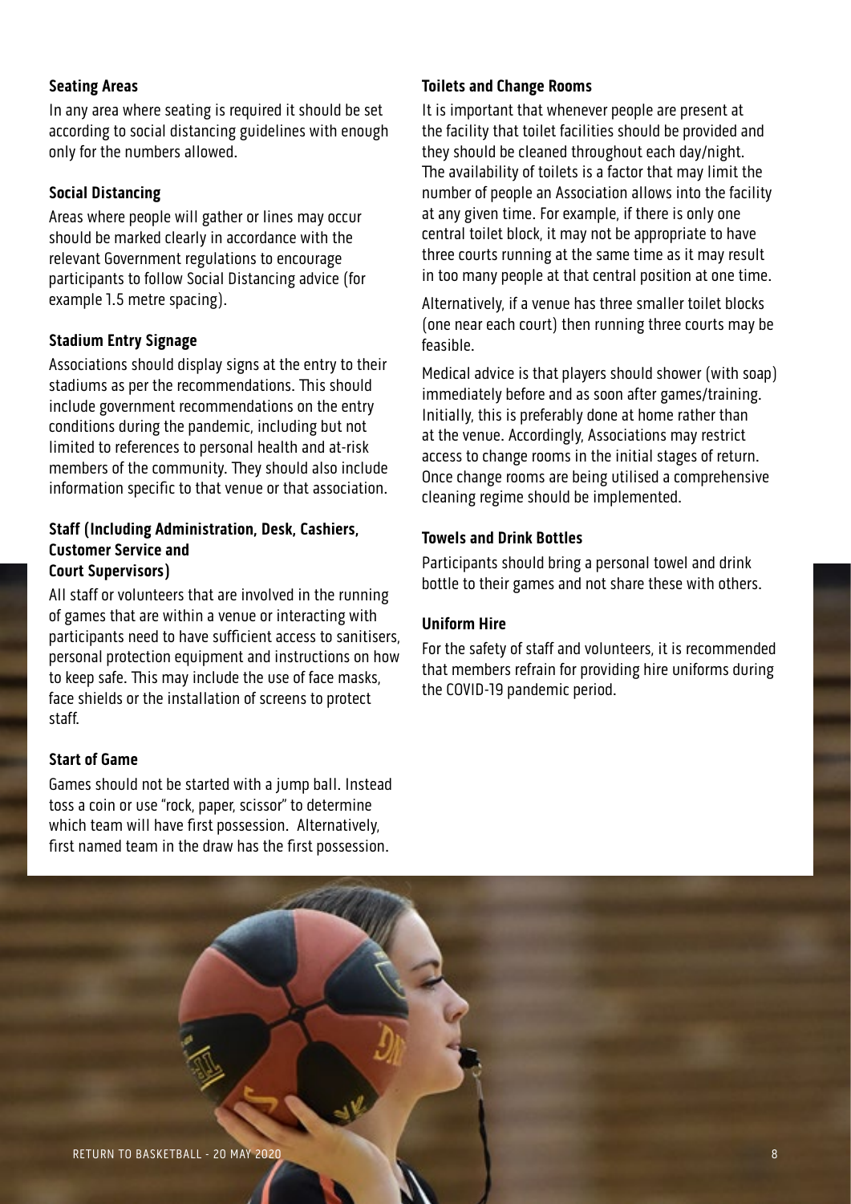### Seating Areas

In any area where seating is required it should be set according to social distancing guidelines with enough only for the numbers allowed.

### Social Distancing

Areas where people will gather or lines may occur should be marked clearly in accordance with the relevant Government regulations to encourage participants to follow Social Distancing advice (for example 1.5 metre spacing).

### Stadium Entry Signage

Associations should display signs at the entry to their stadiums as per the recommendations. This should include government recommendations on the entry conditions during the pandemic, including but not limited to references to personal health and at-risk members of the community. They should also include information specific to that venue or that association.

### Staff (Including Administration, Desk, Cashiers, Customer Service and Court Supervisors)

All staff or volunteers that are involved in the running of games that are within a venue or interacting with participants need to have sufficient access to sanitisers, personal protection equipment and instructions on how to keep safe. This may include the use of face masks, face shields or the installation of screens to protect staff.

### Start of Game

Games should not be started with a jump ball. Instead toss a coin or use "rock, paper, scissor" to determine which team will have first possession. Alternatively, first named team in the draw has the first possession.

### Toilets and Change Rooms

It is important that whenever people are present at the facility that toilet facilities should be provided and they should be cleaned throughout each day/night. The availability of toilets is a factor that may limit the number of people an Association allows into the facility at any given time. For example, if there is only one central toilet block, it may not be appropriate to have three courts running at the same time as it may result in too many people at that central position at one time.

Alternatively, if a venue has three smaller toilet blocks (one near each court) then running three courts may be feasible.

Medical advice is that players should shower (with soap) immediately before and as soon after games/training. Initially, this is preferably done at home rather than at the venue. Accordingly, Associations may restrict access to change rooms in the initial stages of return. Once change rooms are being utilised a comprehensive cleaning regime should be implemented.

### Towels and Drink Bottles

Participants should bring a personal towel and drink bottle to their games and not share these with others.

### Uniform Hire

For the safety of staff and volunteers, it is recommended that members refrain for providing hire uniforms during the COVID-19 pandemic period.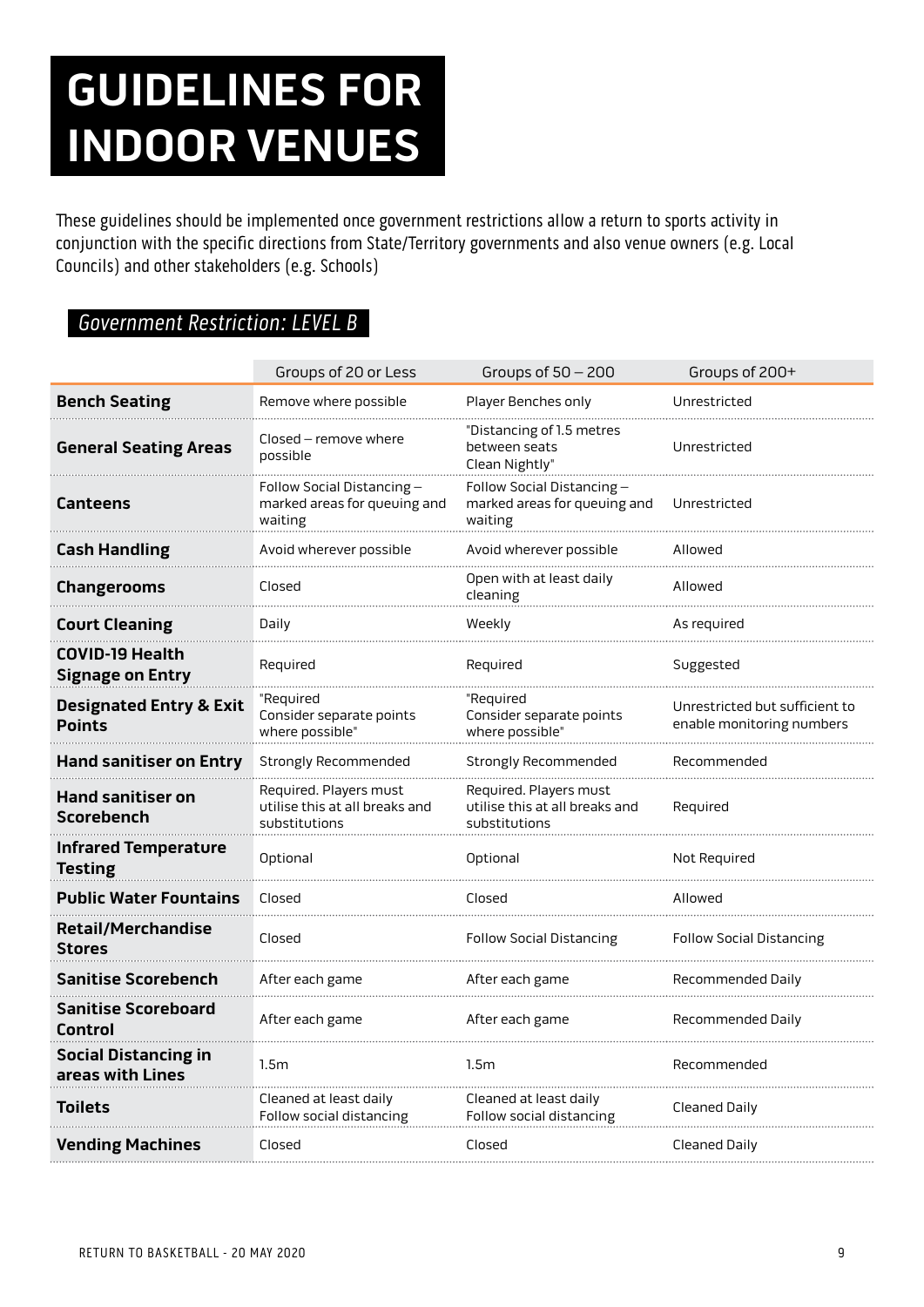# GUIDELINES FOR INDOOR VENUES

These guidelines should be implemented once government restrictions allow a return to sports activity in conjunction with the specific directions from State/Territory governments and also venue owners (e.g. Local Councils) and other stakeholders (e.g. Schools)

## *Government Restriction: LEVEL B*

| | Groups of 20 or Less | Groups of 50 – 200 | Groups of 200+ |
|---|---|---|---|
| **Bench Seating** | Remove where possible | Player Benches only | Unrestricted |
| **General Seating Areas** | Closed – remove where possible | "Distancing of 1.5 metres between seats Clean Nightly" | Unrestricted |
| **Canteens** | Follow Social Distancing – marked areas for queuing and waiting | Follow Social Distancing – marked areas for queuing and waiting | Unrestricted |
| **Cash Handling** | Avoid wherever possible | Avoid wherever possible | Allowed |
| **Changerooms** | Closed | Open with at least daily cleaning | Allowed |
| **Court Cleaning** | Daily | Weekly | As required |
| **COVID-19 Health Signage on Entry** | Required | Required | Suggested |
| **Designated Entry & Exit Points** | "Required Consider separate points where possible" | "Required Consider separate points where possible" | Unrestricted but sufficient to enable monitoring numbers |
| **Hand sanitiser on Entry** | Strongly Recommended | Strongly Recommended | Recommended |
| **Hand sanitiser on Scorebench** | Required. Players must utilise this at all breaks and substitutions | Required. Players must utilise this at all breaks and substitutions | Required |
| **Infrared Temperature Testing** | Optional | Optional | Not Required |
| **Public Water Fountains** | Closed | Closed | Allowed |
| **Retail/Merchandise Stores** | Closed | Follow Social Distancing | Follow Social Distancing |
| **Sanitise Scorebench** | After each game | After each game | Recommended Daily |
| **Sanitise Scoreboard Control** | After each game | After each game | Recommended Daily |
| **Social Distancing in areas with Lines** | 1.5m | 1.5m | Recommended |
| **Toilets** | Cleaned at least daily Follow social distancing | Cleaned at least daily Follow social distancing | Cleaned Daily |
| **Vending Machines** | Closed | Closed | Cleaned Daily |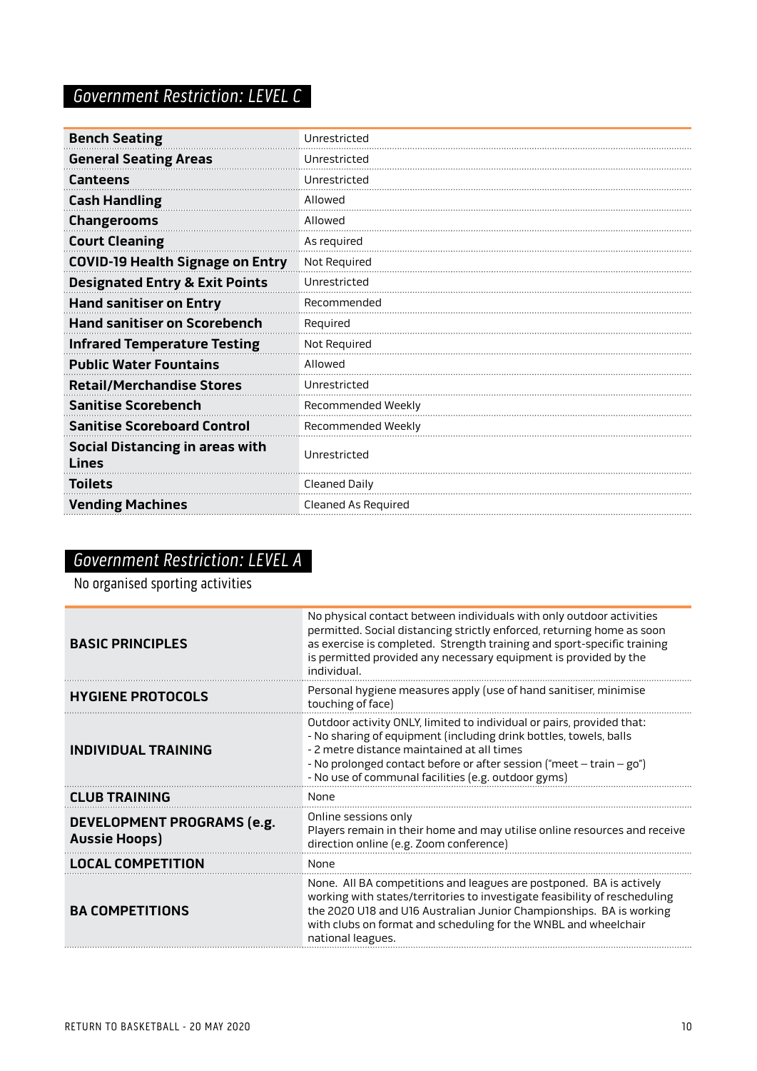## Government Restriction: LEVEL C

| | |
|---|---|
| **Bench Seating** | Unrestricted |
| **General Seating Areas** | Unrestricted |
| **Canteens** | Unrestricted |
| **Cash Handling** | Allowed |
| **Changerooms** | Allowed |
| **Court Cleaning** | As required |
| **COVID-19 Health Signage on Entry** | Not Required |
| **Designated Entry & Exit Points** | Unrestricted |
| **Hand sanitiser on Entry** | Recommended |
| **Hand sanitiser on Scorebench** | Required |
| **Infrared Temperature Testing** | Not Required |
| **Public Water Fountains** | Allowed |
| **Retail/Merchandise Stores** | Unrestricted |
| **Sanitise Scorebench** | Recommended Weekly |
| **Sanitise Scoreboard Control** | Recommended Weekly |
| **Social Distancing in areas with Lines** | Unrestricted |
| **Toilets** | Cleaned Daily |
| **Vending Machines** | Cleaned As Required |

## Government Restriction: LEVEL A

No organised sporting activities

| | |
|---|---|
| **BASIC PRINCIPLES** | No physical contact between individuals with only outdoor activities permitted. Social distancing strictly enforced, returning home as soon as exercise is completed. Strength training and sport-specific training is permitted provided any necessary equipment is provided by the individual. |
| **HYGIENE PROTOCOLS** | Personal hygiene measures apply (use of hand sanitiser, minimise touching of face) |
| **INDIVIDUAL TRAINING** | Outdoor activity ONLY, limited to individual or pairs, provided that:<br>- No sharing of equipment (including drink bottles, towels, balls<br>- 2 metre distance maintained at all times<br>- No prolonged contact before or after session ("meet – train – go")<br>- No use of communal facilities (e.g. outdoor gyms) |
| **CLUB TRAINING** | None |
| **DEVELOPMENT PROGRAMS (e.g. Aussie Hoops)** | Online sessions only<br>Players remain in their home and may utilise online resources and receive direction online (e.g. Zoom conference) |
| **LOCAL COMPETITION** | None |
| **BA COMPETITIONS** | None. All BA competitions and leagues are postponed. BA is actively working with states/territories to investigate feasibility of rescheduling the 2020 U18 and U16 Australian Junior Championships. BA is working with clubs on format and scheduling for the WNBL and wheelchair national leagues. |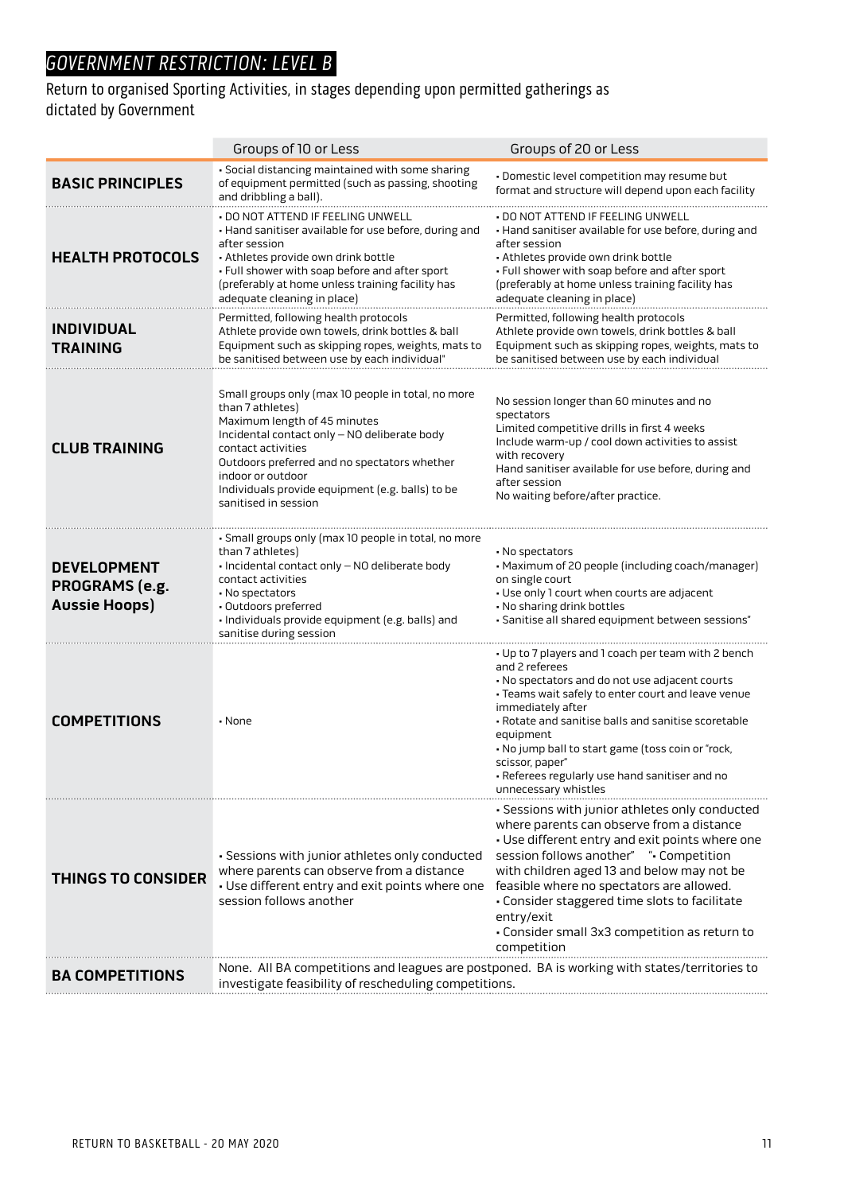# *GOVERNMENT RESTRICTION: LEVEL B*

Return to organised Sporting Activities, in stages depending upon permitted gatherings as dictated by Government

| | Groups of 10 or Less | Groups of 20 or Less |
|---|---|---|
| **BASIC PRINCIPLES** | • Social distancing maintained with some sharing of equipment permitted (such as passing, shooting and dribbling a ball). | • Domestic level competition may resume but format and structure will depend upon each facility |
| **HEALTH PROTOCOLS** | • DO NOT ATTEND IF FEELING UNWELL<br>• Hand sanitiser available for use before, during and after session<br>• Athletes provide own drink bottle<br>• Full shower with soap before and after sport (preferably at home unless training facility has adequate cleaning in place) | • DO NOT ATTEND IF FEELING UNWELL<br>• Hand sanitiser available for use before, during and after session<br>• Athletes provide own drink bottle<br>• Full shower with soap before and after sport (preferably at home unless training facility has adequate cleaning in place) |
| **INDIVIDUAL TRAINING** | Permitted, following health protocols<br>Athlete provide own towels, drink bottles & ball<br>Equipment such as skipping ropes, weights, mats to be sanitised between use by each individual" | Permitted, following health protocols<br>Athlete provide own towels, drink bottles & ball<br>Equipment such as skipping ropes, weights, mats to be sanitised between use by each individual |
| **CLUB TRAINING** | Small groups only (max 10 people in total, no more than 7 athletes)<br>Maximum length of 45 minutes<br>Incidental contact only – NO deliberate body contact activities<br>Outdoors preferred and no spectators whether indoor or outdoor<br>Individuals provide equipment (e.g. balls) to be sanitised in session | No session longer than 60 minutes and no spectators<br>Limited competitive drills in first 4 weeks<br>Include warm-up / cool down activities to assist with recovery<br>Hand sanitiser available for use before, during and after session<br>No waiting before/after practice. |
| **DEVELOPMENT PROGRAMS (e.g. Aussie Hoops)** | • Small groups only (max 10 people in total, no more than 7 athletes)<br>• Incidental contact only – NO deliberate body contact activities<br>• No spectators<br>• Outdoors preferred<br>• Individuals provide equipment (e.g. balls) and sanitise during session | • No spectators<br>• Maximum of 20 people (including coach/manager) on single court<br>• Use only 1 court when courts are adjacent<br>• No sharing drink bottles<br>• Sanitise all shared equipment between sessions" |
| **COMPETITIONS** | • None | • Up to 7 players and 1 coach per team with 2 bench and 2 referees<br>• No spectators and do not use adjacent courts<br>• Teams wait safely to enter court and leave venue immediately after<br>• Rotate and sanitise balls and sanitise scoretable equipment<br>• No jump ball to start game (toss coin or "rock, scissor, paper"<br>• Referees regularly use hand sanitiser and no unnecessary whistles |
| **THINGS TO CONSIDER** | • Sessions with junior athletes only conducted where parents can observe from a distance<br>• Use different entry and exit points where one session follows another | • Sessions with junior athletes only conducted where parents can observe from a distance<br>• Use different entry and exit points where one session follows another" "• Competition with children aged 13 and below may not be feasible where no spectators are allowed.<br>• Consider staggered time slots to facilitate entry/exit<br>• Consider small 3x3 competition as return to competition |
| **BA COMPETITIONS** | None. All BA competitions and leagues are postponed. BA is working with states/territories to investigate feasibility of rescheduling competitions. | |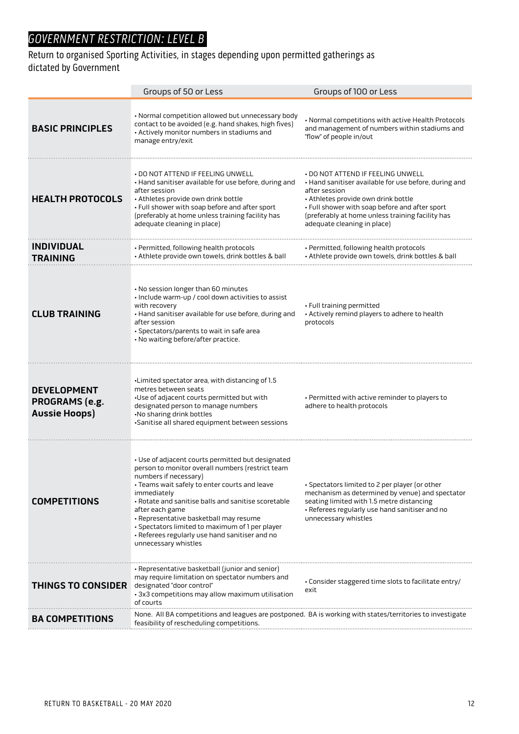# GOVERNMENT RESTRICTION: LEVEL B

Return to organised Sporting Activities, in stages depending upon permitted gatherings as dictated by Government

| | Groups of 50 or Less | Groups of 100 or Less |
|---|---|---|
| **BASIC PRINCIPLES** | • Normal competition allowed but unnecessary body contact to be avoided (e.g. hand shakes, high fives)<br>• Actively monitor numbers in stadiums and manage entry/exit | • Normal competitions with active Health Protocols and management of numbers within stadiums and "flow" of people in/out |
| **HEALTH PROTOCOLS** | • DO NOT ATTEND IF FEELING UNWELL<br>• Hand sanitiser available for use before, during and after session<br>• Athletes provide own drink bottle<br>• Full shower with soap before and after sport (preferably at home unless training facility has adequate cleaning in place) | • DO NOT ATTEND IF FEELING UNWELL<br>• Hand sanitiser available for use before, during and after session<br>• Athletes provide own drink bottle<br>• Full shower with soap before and after sport (preferably at home unless training facility has adequate cleaning in place) |
| **INDIVIDUAL TRAINING** | • Permitted, following health protocols<br>• Athlete provide own towels, drink bottles & ball | • Permitted, following health protocols<br>• Athlete provide own towels, drink bottles & ball |
| **CLUB TRAINING** | • No session longer than 60 minutes<br>• Include warm-up / cool down activities to assist with recovery<br>• Hand sanitiser available for use before, during and after session<br>• Spectators/parents to wait in safe area<br>• No waiting before/after practice. | • Full training permitted<br>• Actively remind players to adhere to health protocols |
| **DEVELOPMENT PROGRAMS (e.g. Aussie Hoops)** | • Limited spectator area, with distancing of 1.5 metres between seats<br>• Use of adjacent courts permitted but with designated person to manage numbers<br>• No sharing drink bottles<br>• Sanitise all shared equipment between sessions | • Permitted with active reminder to players to adhere to health protocols |
| **COMPETITIONS** | • Use of adjacent courts permitted but designated person to monitor overall numbers (restrict team numbers if necessary)<br>• Teams wait safely to enter courts and leave immediately<br>• Rotate and sanitise balls and sanitise scoretable after each game<br>• Representative basketball may resume<br>• Spectators limited to maximum of 1 per player<br>• Referees regularly use hand sanitiser and no unnecessary whistles | • Spectators limited to 2 per player (or other mechanism as determined by venue) and spectator seating limited with 1.5 metre distancing<br>• Referees regularly use hand sanitiser and no unnecessary whistles |
| **THINGS TO CONSIDER** | • Representative basketball (junior and senior) may require limitation on spectator numbers and designated "door control"<br>• 3x3 competitions may allow maximum utilisation of courts | • Consider staggered time slots to facilitate entry/exit |
| **BA COMPETITIONS** | None. All BA competitions and leagues are postponed. BA is working with states/territories to investigate feasibility of rescheduling competitions. | |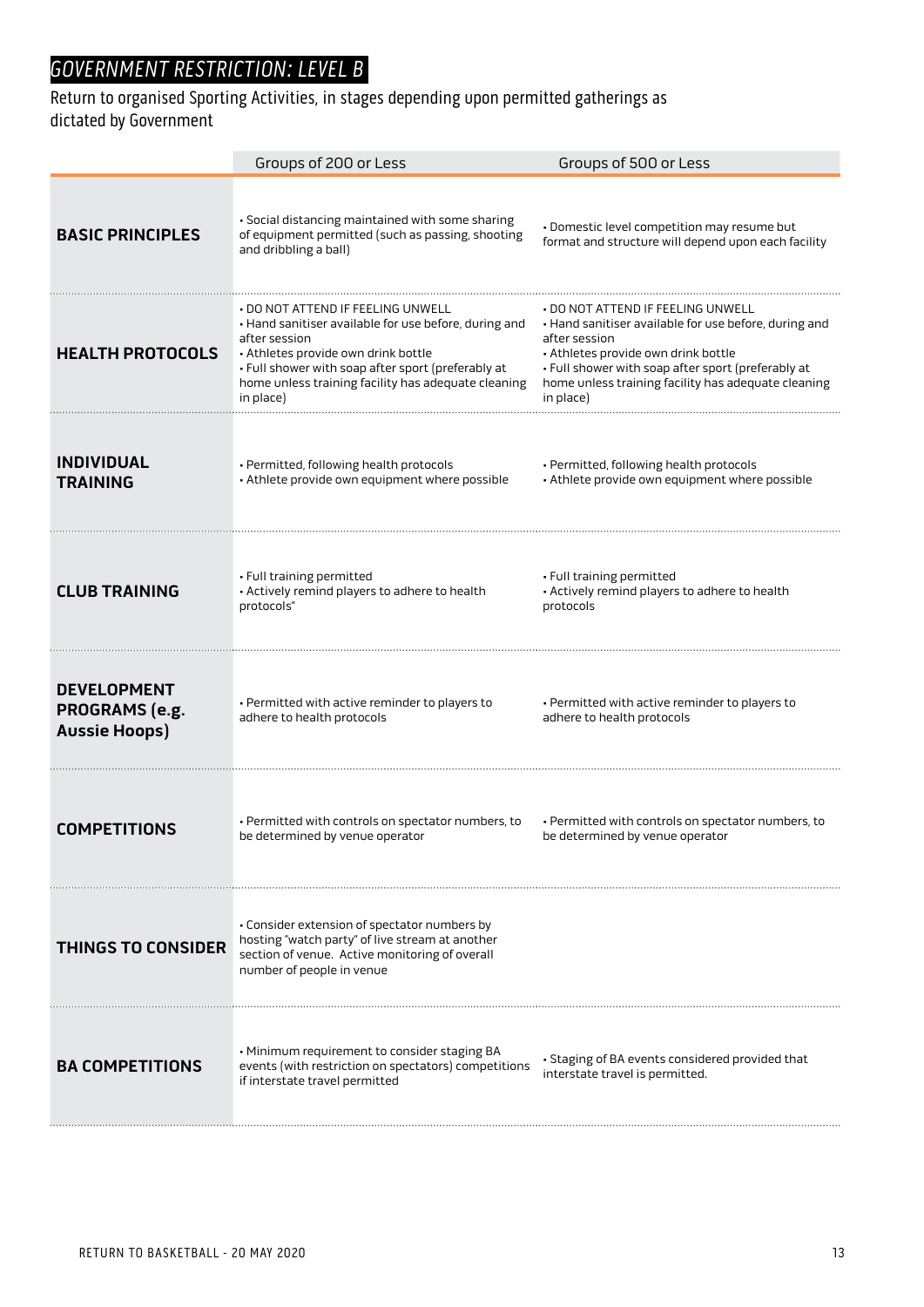## GOVERNMENT RESTRICTION: LEVEL B

Return to organised Sporting Activities, in stages depending upon permitted gatherings as dictated by Government

| | Groups of 200 or Less | Groups of 500 or Less |
|---|---|---|
| **BASIC PRINCIPLES** | • Social distancing maintained with some sharing of equipment permitted (such as passing, shooting and dribbling a ball) | • Domestic level competition may resume but format and structure will depend upon each facility |
| **HEALTH PROTOCOLS** | • DO NOT ATTEND IF FEELING UNWELL<br>• Hand sanitiser available for use before, during and after session<br>• Athletes provide own drink bottle<br>• Full shower with soap after sport (preferably at home unless training facility has adequate cleaning in place) | • DO NOT ATTEND IF FEELING UNWELL<br>• Hand sanitiser available for use before, during and after session<br>• Athletes provide own drink bottle<br>• Full shower with soap after sport (preferably at home unless training facility has adequate cleaning in place) |
| **INDIVIDUAL TRAINING** | • Permitted, following health protocols<br>• Athlete provide own equipment where possible | • Permitted, following health protocols<br>• Athlete provide own equipment where possible |
| **CLUB TRAINING** | • Full training permitted<br>• Actively remind players to adhere to health protocols" | • Full training permitted<br>• Actively remind players to adhere to health protocols |
| **DEVELOPMENT PROGRAMS (e.g. Aussie Hoops)** | • Permitted with active reminder to players to adhere to health protocols | • Permitted with active reminder to players to adhere to health protocols |
| **COMPETITIONS** | • Permitted with controls on spectator numbers, to be determined by venue operator | • Permitted with controls on spectator numbers, to be determined by venue operator |
| **THINGS TO CONSIDER** | • Consider extension of spectator numbers by hosting "watch party" of live stream at another section of venue. Active monitoring of overall number of people in venue | |
| **BA COMPETITIONS** | • Minimum requirement to consider staging BA events (with restriction on spectators) competitions if interstate travel permitted | • Staging of BA events considered provided that interstate travel is permitted. |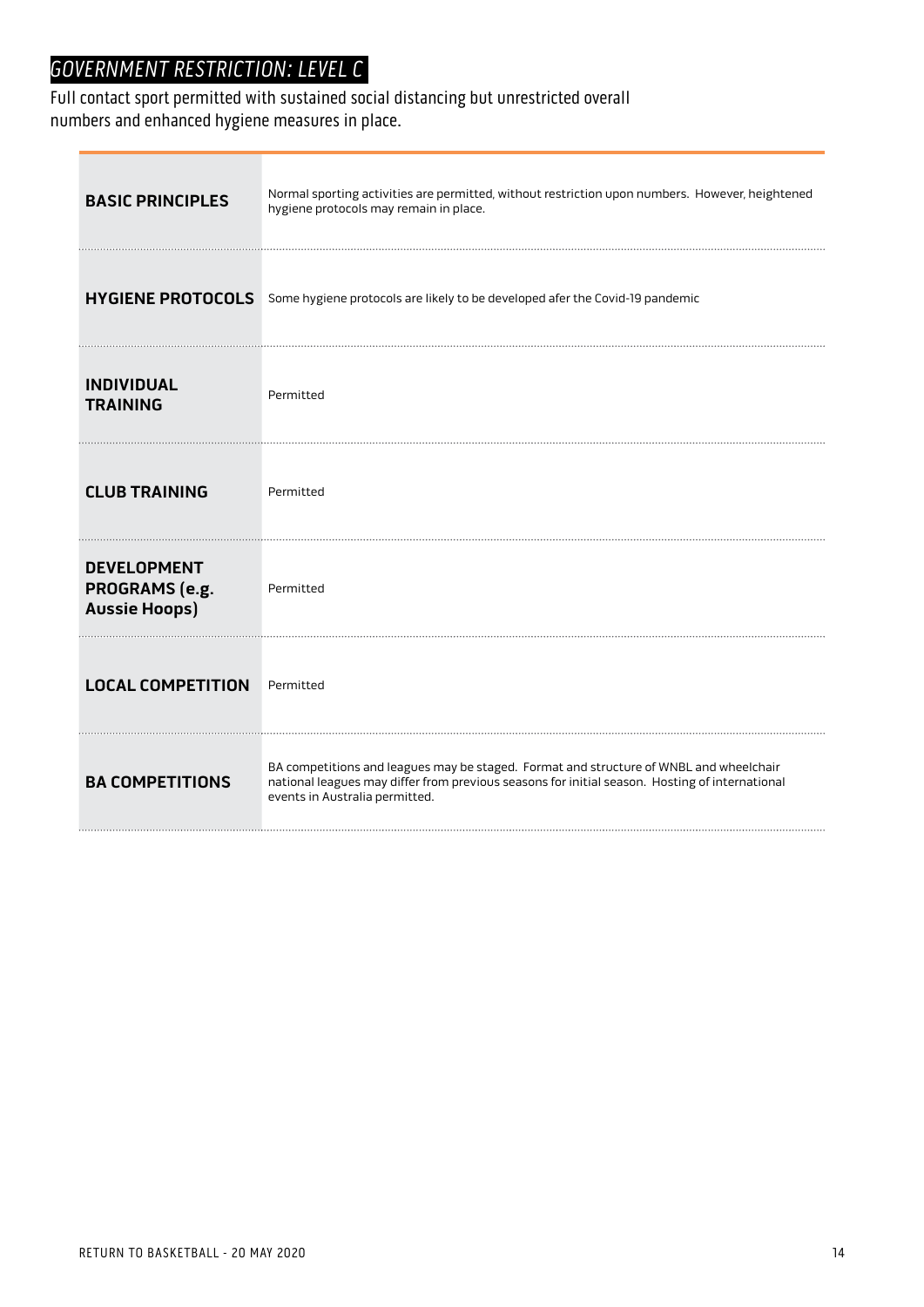## GOVERNMENT RESTRICTION: LEVEL C

Full contact sport permitted with sustained social distancing but unrestricted overall numbers and enhanced hygiene measures in place.

| | |
|---|---|
| **BASIC PRINCIPLES** | Normal sporting activities are permitted, without restriction upon numbers. However, heightened hygiene protocols may remain in place. |
| **HYGIENE PROTOCOLS** | Some hygiene protocols are likely to be developed afer the Covid-19 pandemic |
| **INDIVIDUAL TRAINING** | Permitted |
| **CLUB TRAINING** | Permitted |
| **DEVELOPMENT PROGRAMS (e.g. Aussie Hoops)** | Permitted |
| **LOCAL COMPETITION** | Permitted |
| **BA COMPETITIONS** | BA competitions and leagues may be staged. Format and structure of WNBL and wheelchair national leagues may differ from previous seasons for initial season. Hosting of international events in Australia permitted. |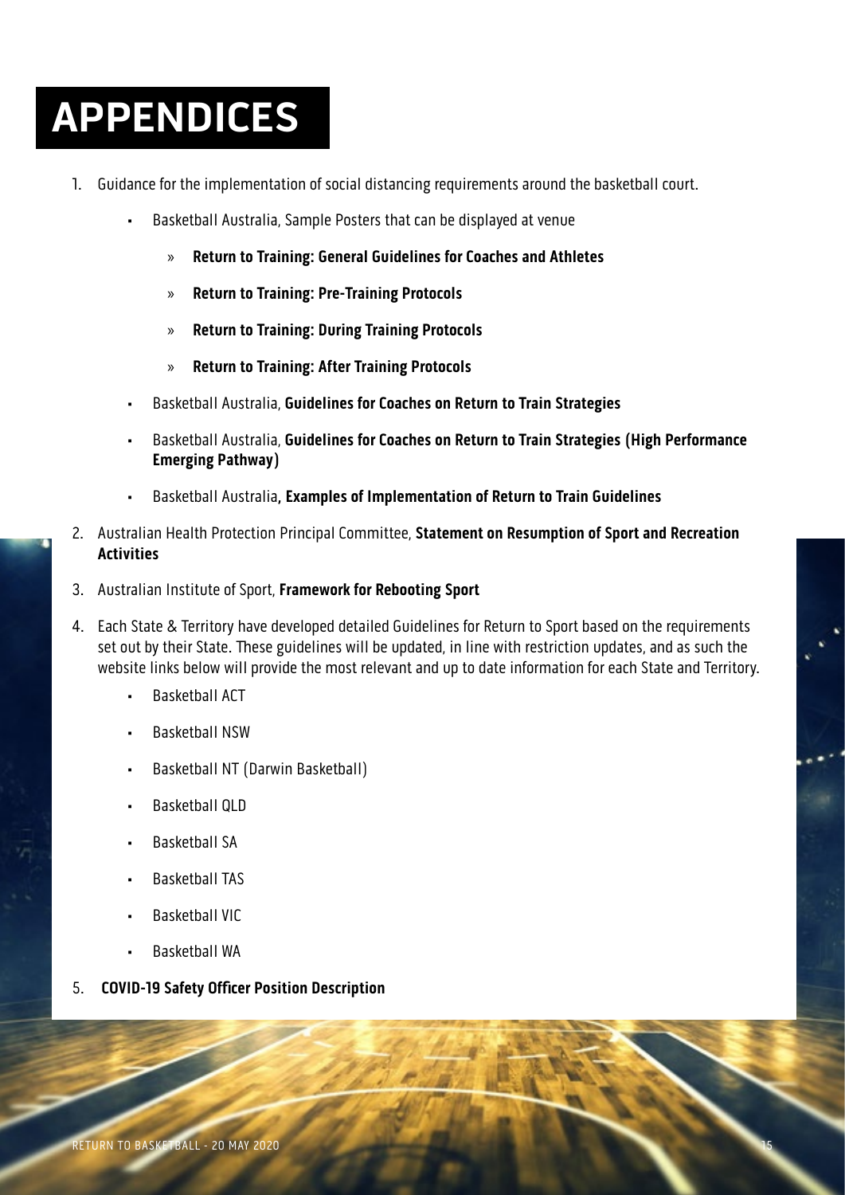# APPENDICES

1. Guidance for the implementation of social distancing requirements around the basketball court.
   - Basketball Australia, Sample Posters that can be displayed at venue
     - **Return to Training: General Guidelines for Coaches and Athletes**
     - **Return to Training: Pre-Training Protocols**
     - **Return to Training: During Training Protocols**
     - **Return to Training: After Training Protocols**
   - Basketball Australia, **Guidelines for Coaches on Return to Train Strategies**
   - Basketball Australia, **Guidelines for Coaches on Return to Train Strategies (High Performance Emerging Pathway)**
   - Basketball Australia**, Examples of Implementation of Return to Train Guidelines**
2. Australian Health Protection Principal Committee, **Statement on Resumption of Sport and Recreation Activities**
3. Australian Institute of Sport, **Framework for Rebooting Sport**
4. Each State & Territory have developed detailed Guidelines for Return to Sport based on the requirements set out by their State. These guidelines will be updated, in line with restriction updates, and as such the website links below will provide the most relevant and up to date information for each State and Territory.
   - Basketball ACT
   - Basketball NSW
   - Basketball NT (Darwin Basketball)
   - Basketball QLD
   - Basketball SA
   - Basketball TAS
   - Basketball VIC
   - Basketball WA
5. **COVID-19 Safety Officer Position Description**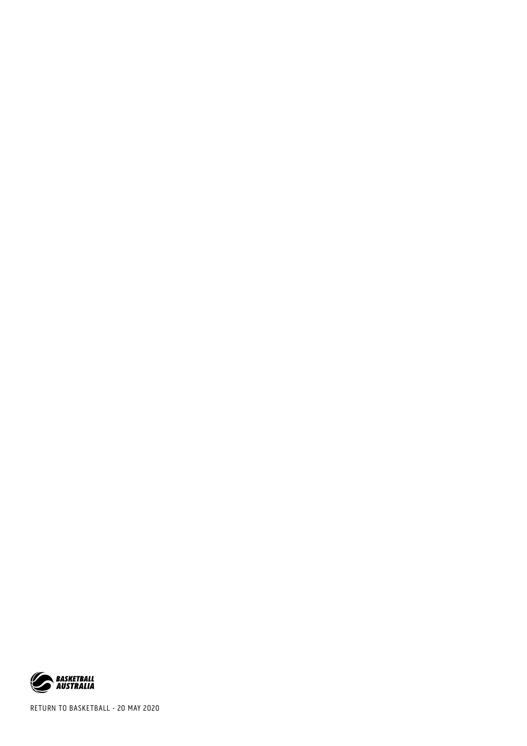BASKETBALL
AUSTRALIA